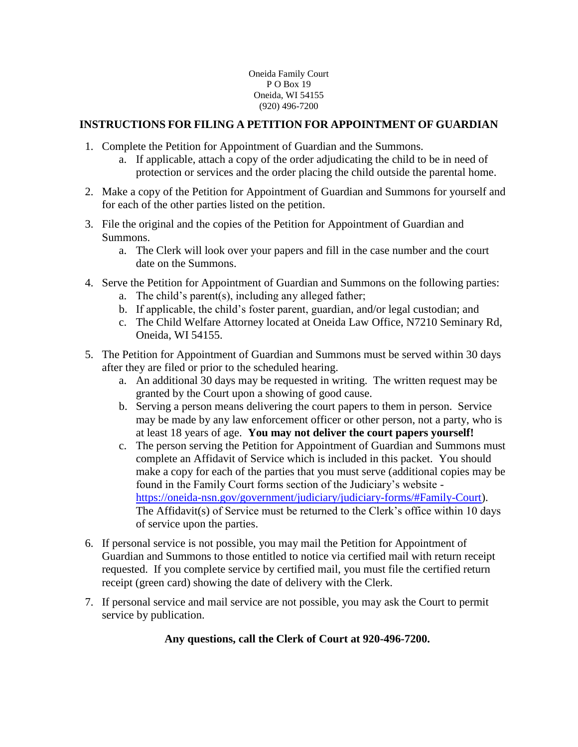Oneida Family Court
P O Box 19
Oneida, WI 54155
(920) 496-7200

## INSTRUCTIONS FOR FILING A PETITION FOR APPOINTMENT OF GUARDIAN

1. Complete the Petition for Appointment of Guardian and the Summons.
   a. If applicable, attach a copy of the order adjudicating the child to be in need of protection or services and the order placing the child outside the parental home.
2. Make a copy of the Petition for Appointment of Guardian and Summons for yourself and for each of the other parties listed on the petition.
3. File the original and the copies of the Petition for Appointment of Guardian and Summons.
   a. The Clerk will look over your papers and fill in the case number and the court date on the Summons.
4. Serve the Petition for Appointment of Guardian and Summons on the following parties:
   a. The child's parent(s), including any alleged father;
   b. If applicable, the child's foster parent, guardian, and/or legal custodian; and
   c. The Child Welfare Attorney located at Oneida Law Office, N7210 Seminary Rd, Oneida, WI 54155.
5. The Petition for Appointment of Guardian and Summons must be served within 30 days after they are filed or prior to the scheduled hearing.
   a. An additional 30 days may be requested in writing. The written request may be granted by the Court upon a showing of good cause.
   b. Serving a person means delivering the court papers to them in person. Service may be made by any law enforcement officer or other person, not a party, who is at least 18 years of age. **You may not deliver the court papers yourself!**
   c. The person serving the Petition for Appointment of Guardian and Summons must complete an Affidavit of Service which is included in this packet. You should make a copy for each of the parties that you must serve (additional copies may be found in the Family Court forms section of the Judiciary's website - https://oneida-nsn.gov/government/judiciary/judiciary-forms/#Family-Court). The Affidavit(s) of Service must be returned to the Clerk's office within 10 days of service upon the parties.
6. If personal service is not possible, you may mail the Petition for Appointment of Guardian and Summons to those entitled to notice via certified mail with return receipt requested. If you complete service by certified mail, you must file the certified return receipt (green card) showing the date of delivery with the Clerk.
7. If personal service and mail service are not possible, you may ask the Court to permit service by publication.

**Any questions, call the Clerk of Court at 920-496-7200.**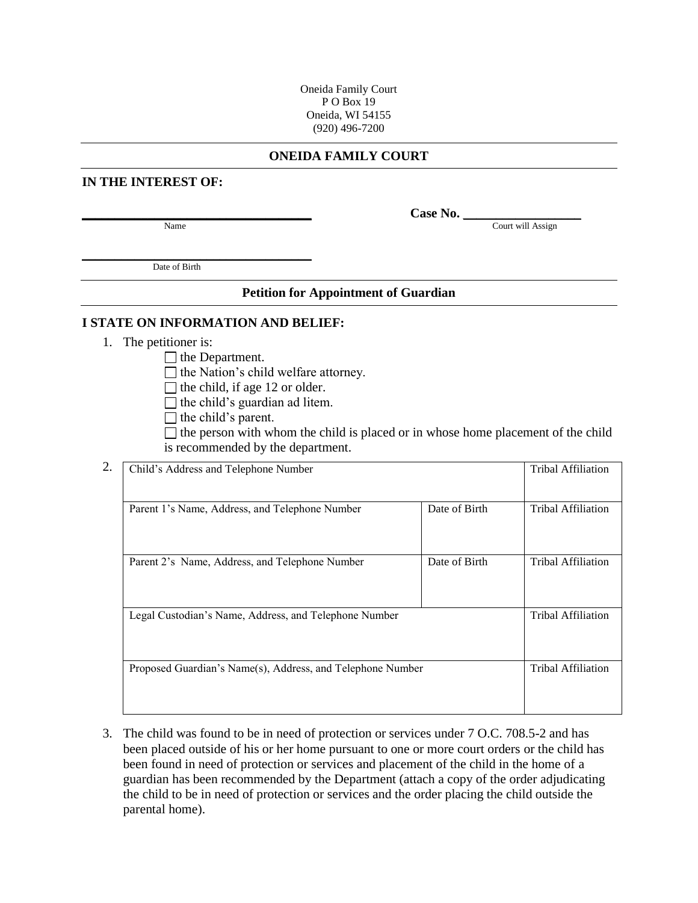Oneida Family Court
P O Box 19
Oneida, WI 54155
(920) 496-7200

## ONEIDA FAMILY COURT

**IN THE INTEREST OF:**

______________________________ **Case No.** ________________
Name Court will Assign

______________________________
Date of Birth

### Petition for Appointment of Guardian

**I STATE ON INFORMATION AND BELIEF:**

1. The petitioner is:
   - ☐ the Department.
   - ☐ the Nation's child welfare attorney.
   - ☐ the child, if age 12 or older.
   - ☐ the child's guardian ad litem.
   - ☐ the child's parent.
   - ☐ the person with whom the child is placed or in whose home placement of the child is recommended by the department.

2.

| Child's Address and Telephone Number | | Tribal Affiliation |
|---|---|---|
| Parent 1's Name, Address, and Telephone Number | Date of Birth | Tribal Affiliation |
| Parent 2's Name, Address, and Telephone Number | Date of Birth | Tribal Affiliation |
| Legal Custodian's Name, Address, and Telephone Number | | Tribal Affiliation |
| Proposed Guardian's Name(s), Address, and Telephone Number | | Tribal Affiliation |

3. The child was found to be in need of protection or services under 7 O.C. 708.5-2 and has been placed outside of his or her home pursuant to one or more court orders or the child has been found in need of protection or services and placement of the child in the home of a guardian has been recommended by the Department (attach a copy of the order adjudicating the child to be in need of protection or services and the order placing the child outside the parental home).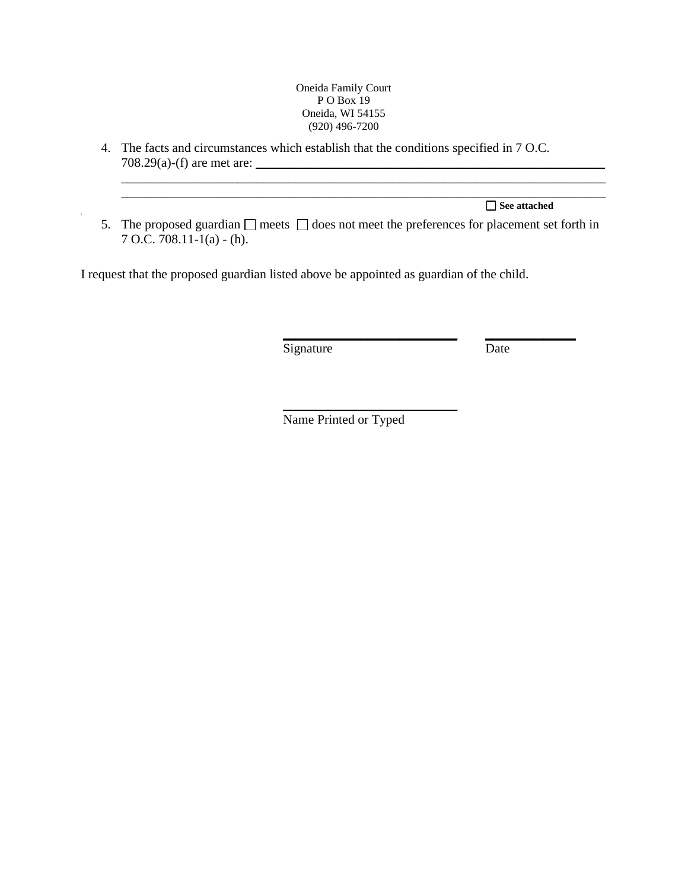Oneida Family Court
P O Box 19
Oneida, WI 54155
(920) 496-7200

4. The facts and circumstances which establish that the conditions specified in 7 O.C. 708.29(a)-(f) are met are: ______________________________________________________
   ________________________________________________________________________________
   ________________________________________________________________________________
   ☐ **See attached**

5. The proposed guardian ☐ meets ☐ does not meet the preferences for placement set forth in 7 O.C. 708.11-1(a) - (h).

I request that the proposed guardian listed above be appointed as guardian of the child.

____________________________ ______________
Signature Date

____________________________
Name Printed or Typed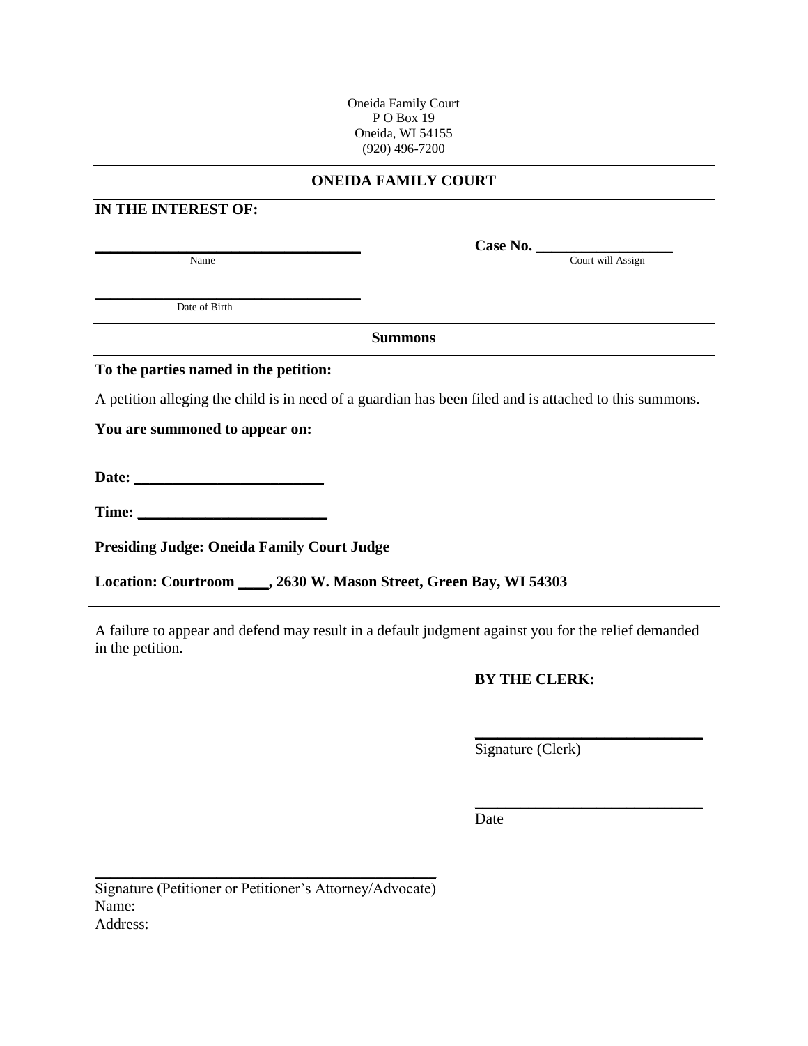Oneida Family Court
P O Box 19
Oneida, WI 54155
(920) 496-7200

---

## ONEIDA FAMILY COURT

**IN THE INTEREST OF:**

________________________________ **Case No. ________________**
Name Court will Assign

________________________________
Date of Birth

---

### Summons

**To the parties named in the petition:**

A petition alleging the child is in need of a guardian has been filed and is attached to this summons.

**You are summoned to appear on:**

**Date: ______________________**

**Time: ______________________**

**Presiding Judge: Oneida Family Court Judge**

**Location: Courtroom ____, 2630 W. Mason Street, Green Bay, WI 54303**

A failure to appear and defend may result in a default judgment against you for the relief demanded in the petition.

**BY THE CLERK:**

__________________________
Signature (Clerk)

__________________________
Date

________________________________________
Signature (Petitioner or Petitioner's Attorney/Advocate)
Name:
Address: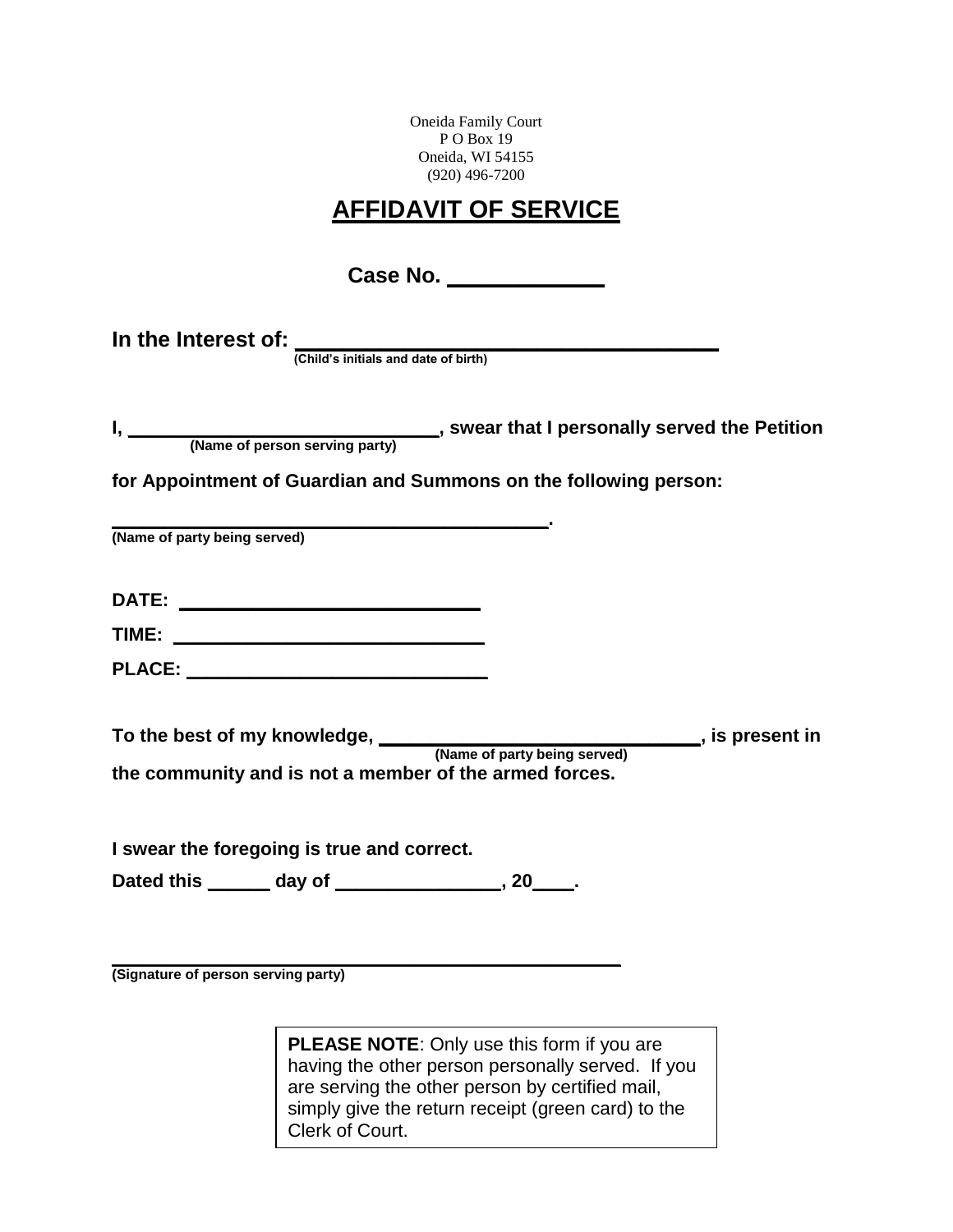Oneida Family Court
P O Box 19
Oneida, WI 54155
(920) 496-7200

# AFFIDAVIT OF SERVICE

**Case No. _____________**

**In the Interest of: ___________________________________**
**(Child's initials and date of birth)**

**I, _____________________________, swear that I personally served the Petition**
**(Name of person serving party)**

**for Appointment of Guardian and Summons on the following person:**

**_________________________________________.**
**(Name of party being served)**

**DATE: ____________________________**

**TIME: ____________________________**

**PLACE: ____________________________**

**To the best of my knowledge, ______________________________, is present in**
**(Name of party being served)**
**the community and is not a member of the armed forces.**

**I swear the foregoing is true and correct.**

**Dated this ______ day of ________________, 20____.**

**_______________________________________________**
**(Signature of person serving party)**

**PLEASE NOTE**: Only use this form if you are having the other person personally served. If you are serving the other person by certified mail, simply give the return receipt (green card) to the Clerk of Court.